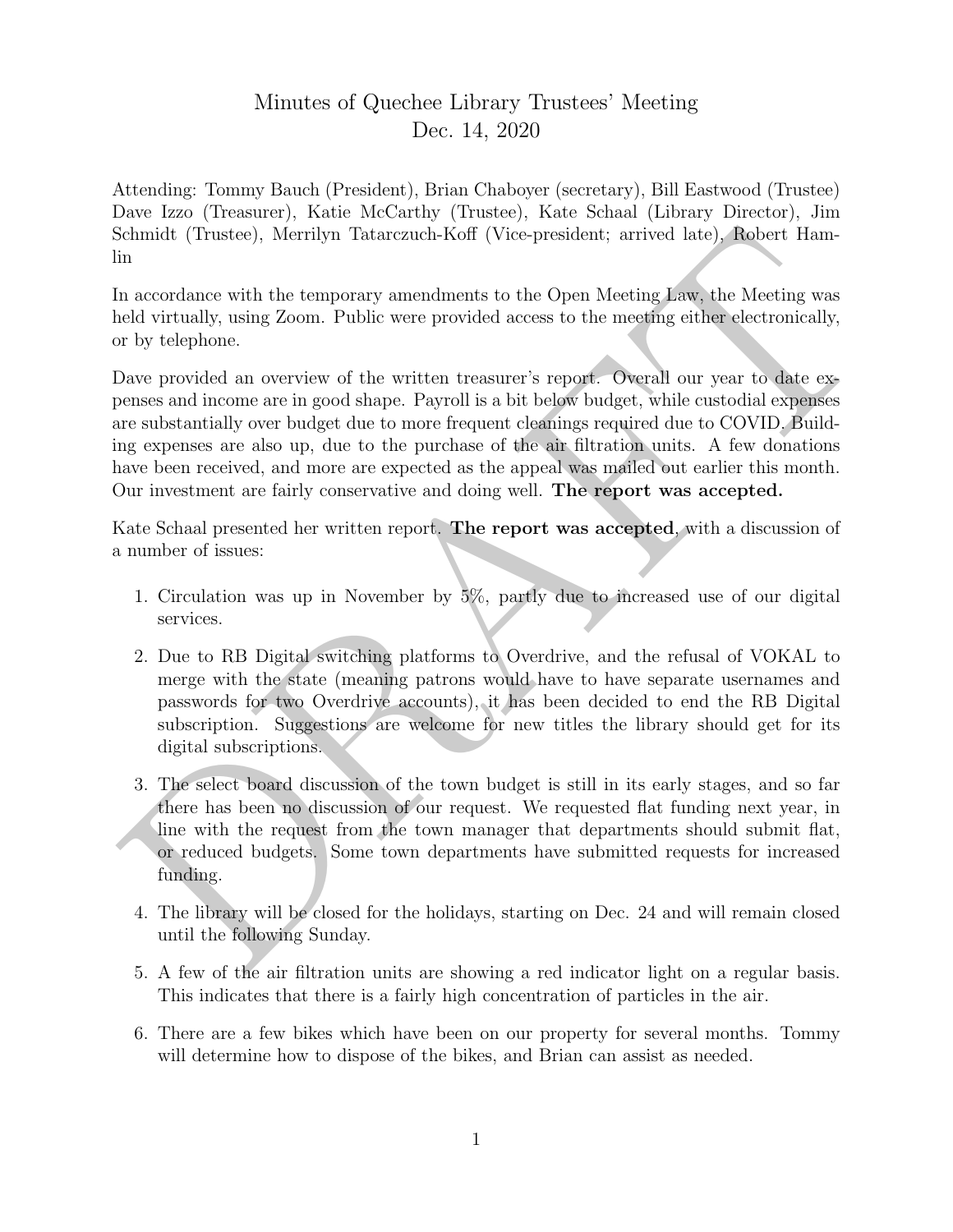# Minutes of Quechee Library Trustees' Meeting
## Dec. 14, 2020

Attending: Tommy Bauch (President), Brian Chaboyer (secretary), Bill Eastwood (Trustee) Dave Izzo (Treasurer), Katie McCarthy (Trustee), Kate Schaal (Library Director), Jim Schmidt (Trustee), Merrilyn Tatarczuch-Koff (Vice-president; arrived late), Robert Hamlin

In accordance with the temporary amendments to the Open Meeting Law, the Meeting was held virtually, using Zoom. Public were provided access to the meeting either electronically, or by telephone.

Dave provided an overview of the written treasurer's report. Overall our year to date expenses and income are in good shape. Payroll is a bit below budget, while custodial expenses are substantially over budget due to more frequent cleanings required due to COVID. Building expenses are also up, due to the purchase of the air filtration units. A few donations have been received, and more are expected as the appeal was mailed out earlier this month. Our investment are fairly conservative and doing well. **The report was accepted.**

Kate Schaal presented her written report. **The report was accepted**, with a discussion of a number of issues:

1. Circulation was up in November by 5%, partly due to increased use of our digital services.
2. Due to RB Digital switching platforms to Overdrive, and the refusal of VOKAL to merge with the state (meaning patrons would have to have separate usernames and passwords for two Overdrive accounts), it has been decided to end the RB Digital subscription. Suggestions are welcome for new titles the library should get for its digital subscriptions.
3. The select board discussion of the town budget is still in its early stages, and so far there has been no discussion of our request. We requested flat funding next year, in line with the request from the town manager that departments should submit flat, or reduced budgets. Some town departments have submitted requests for increased funding.
4. The library will be closed for the holidays, starting on Dec. 24 and will remain closed until the following Sunday.
5. A few of the air filtration units are showing a red indicator light on a regular basis. This indicates that there is a fairly high concentration of particles in the air.
6. There are a few bikes which have been on our property for several months. Tommy will determine how to dispose of the bikes, and Brian can assist as needed.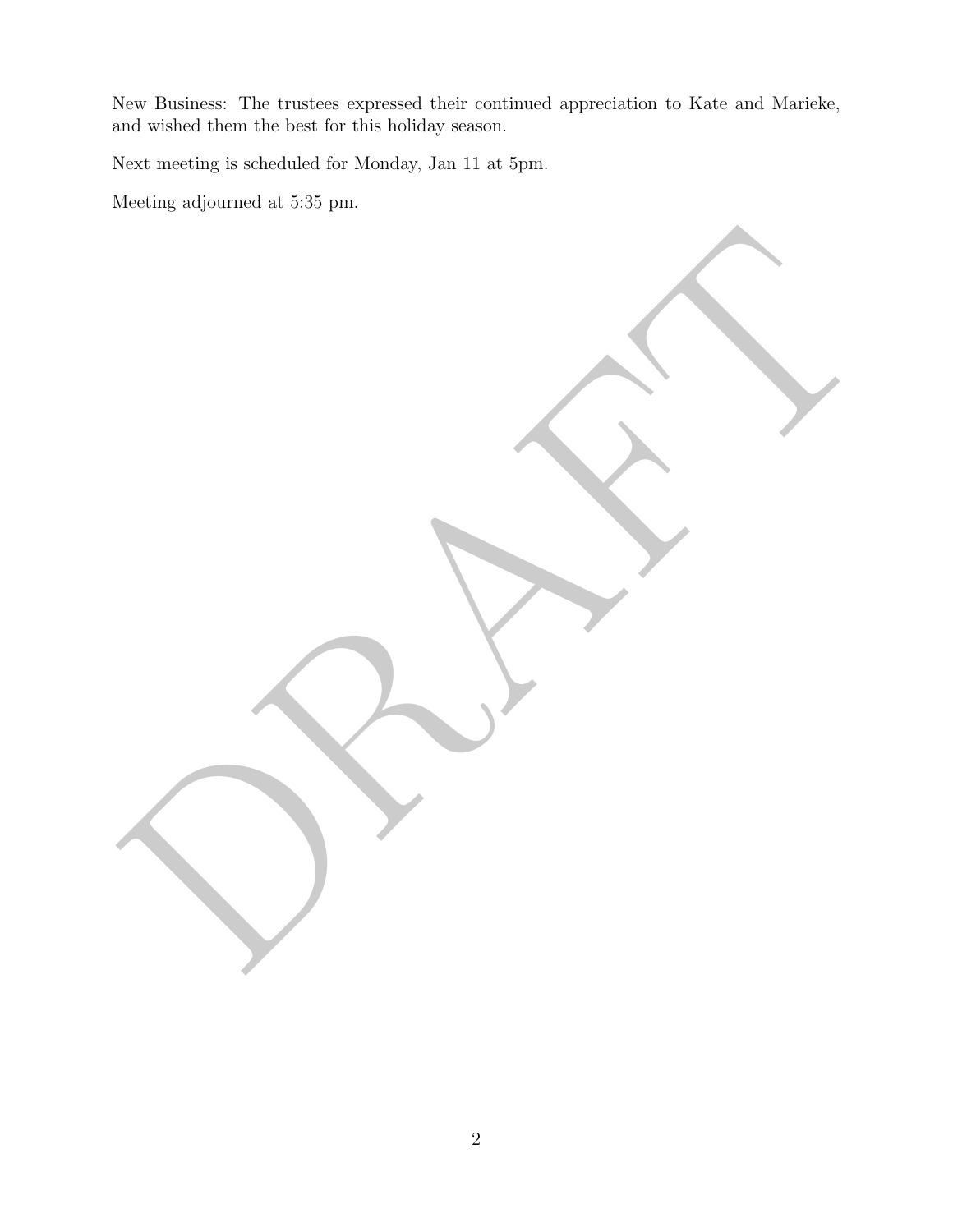New Business: The trustees expressed their continued appreciation to Kate and Marieke, and wished them the best for this holiday season.

Next meeting is scheduled for Monday, Jan 11 at 5pm.

Meeting adjourned at 5:35 pm.